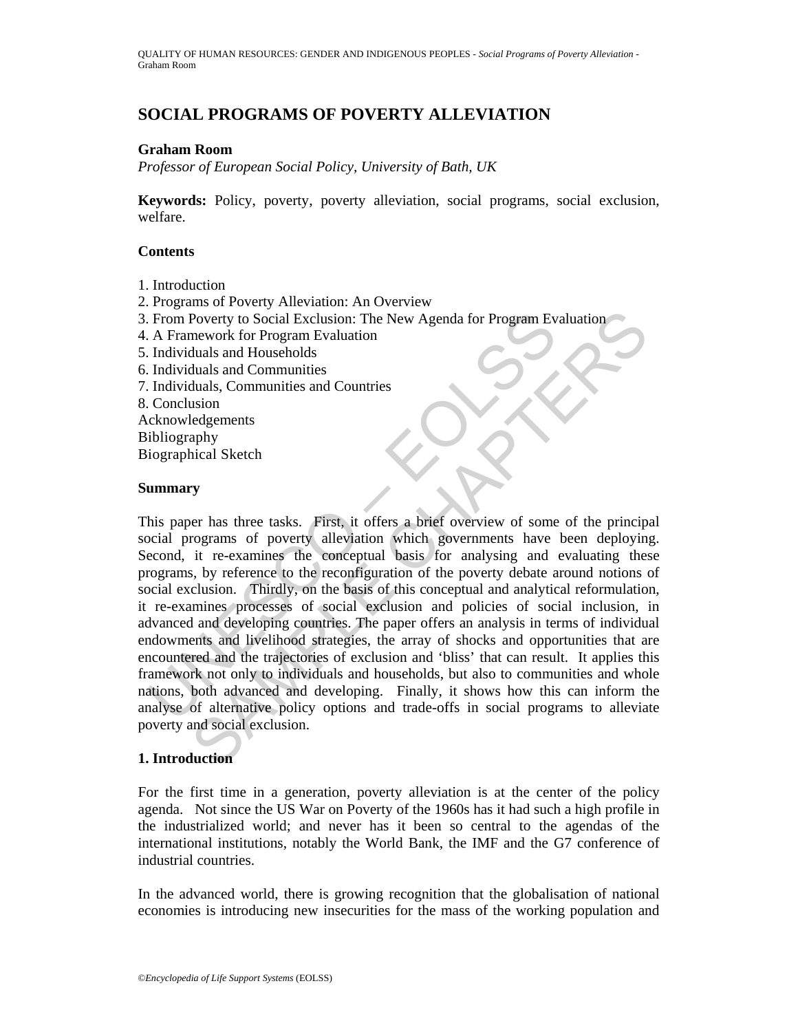# SOCIAL PROGRAMS OF POVERTY ALLEVIATION

**Graham Room**

*Professor of European Social Policy, University of Bath, UK*

**Keywords:** Policy, poverty, poverty alleviation, social programs, social exclusion, welfare.

**Contents**

1. Introduction
2. Programs of Poverty Alleviation: An Overview
3. From Poverty to Social Exclusion: The New Agenda for Program Evaluation
4. A Framework for Program Evaluation
5. Individuals and Households
6. Individuals and Communities
7. Individuals, Communities and Countries
8. Conclusion

Acknowledgements
Bibliography
Biographical Sketch

**Summary**

This paper has three tasks. First, it offers a brief overview of some of the principal social programs of poverty alleviation which governments have been deploying. Second, it re-examines the conceptual basis for analysing and evaluating these programs, by reference to the reconfiguration of the poverty debate around notions of social exclusion. Thirdly, on the basis of this conceptual and analytical reformulation, it re-examines processes of social exclusion and policies of social inclusion, in advanced and developing countries. The paper offers an analysis in terms of individual endowments and livelihood strategies, the array of shocks and opportunities that are encountered and the trajectories of exclusion and 'bliss' that can result. It applies this framework not only to individuals and households, but also to communities and whole nations, both advanced and developing. Finally, it shows how this can inform the analyse of alternative policy options and trade-offs in social programs to alleviate poverty and social exclusion.

## 1. Introduction

For the first time in a generation, poverty alleviation is at the center of the policy agenda. Not since the US War on Poverty of the 1960s has it had such a high profile in the industrialized world; and never has it been so central to the agendas of the international institutions, notably the World Bank, the IMF and the G7 conference of industrial countries.

In the advanced world, there is growing recognition that the globalisation of national economies is introducing new insecurities for the mass of the working population and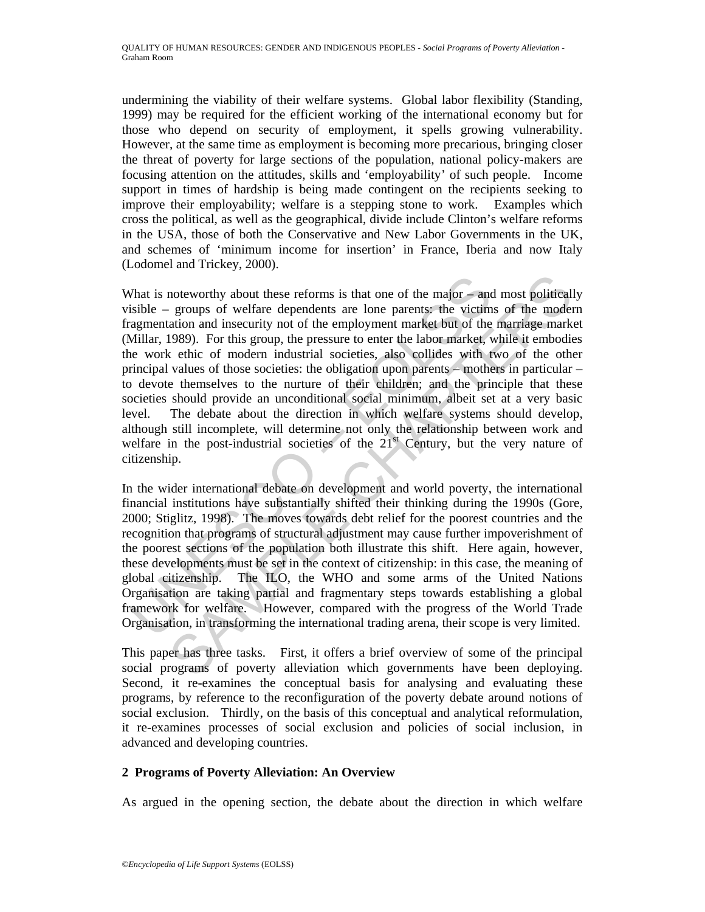undermining the viability of their welfare systems. Global labor flexibility (Standing, 1999) may be required for the efficient working of the international economy but for those who depend on security of employment, it spells growing vulnerability. However, at the same time as employment is becoming more precarious, bringing closer the threat of poverty for large sections of the population, national policy-makers are focusing attention on the attitudes, skills and 'employability' of such people. Income support in times of hardship is being made contingent on the recipients seeking to improve their employability; welfare is a stepping stone to work. Examples which cross the political, as well as the geographical, divide include Clinton's welfare reforms in the USA, those of both the Conservative and New Labor Governments in the UK, and schemes of 'minimum income for insertion' in France, Iberia and now Italy (Lodomel and Trickey, 2000).

What is noteworthy about these reforms is that one of the major – and most politically visible – groups of welfare dependents are lone parents: the victims of the modern fragmentation and insecurity not of the employment market but of the marriage market (Millar, 1989). For this group, the pressure to enter the labor market, while it embodies the work ethic of modern industrial societies, also collides with two of the other principal values of those societies: the obligation upon parents – mothers in particular – to devote themselves to the nurture of their children; and the principle that these societies should provide an unconditional social minimum, albeit set at a very basic level. The debate about the direction in which welfare systems should develop, although still incomplete, will determine not only the relationship between work and welfare in the post-industrial societies of the 21st Century, but the very nature of citizenship.

In the wider international debate on development and world poverty, the international financial institutions have substantially shifted their thinking during the 1990s (Gore, 2000; Stiglitz, 1998). The moves towards debt relief for the poorest countries and the recognition that programs of structural adjustment may cause further impoverishment of the poorest sections of the population both illustrate this shift. Here again, however, these developments must be set in the context of citizenship: in this case, the meaning of global citizenship. The ILO, the WHO and some arms of the United Nations Organisation are taking partial and fragmentary steps towards establishing a global framework for welfare. However, compared with the progress of the World Trade Organisation, in transforming the international trading arena, their scope is very limited.

This paper has three tasks. First, it offers a brief overview of some of the principal social programs of poverty alleviation which governments have been deploying. Second, it re-examines the conceptual basis for analysing and evaluating these programs, by reference to the reconfiguration of the poverty debate around notions of social exclusion. Thirdly, on the basis of this conceptual and analytical reformulation, it re-examines processes of social exclusion and policies of social inclusion, in advanced and developing countries.

## 2 Programs of Poverty Alleviation: An Overview

As argued in the opening section, the debate about the direction in which welfare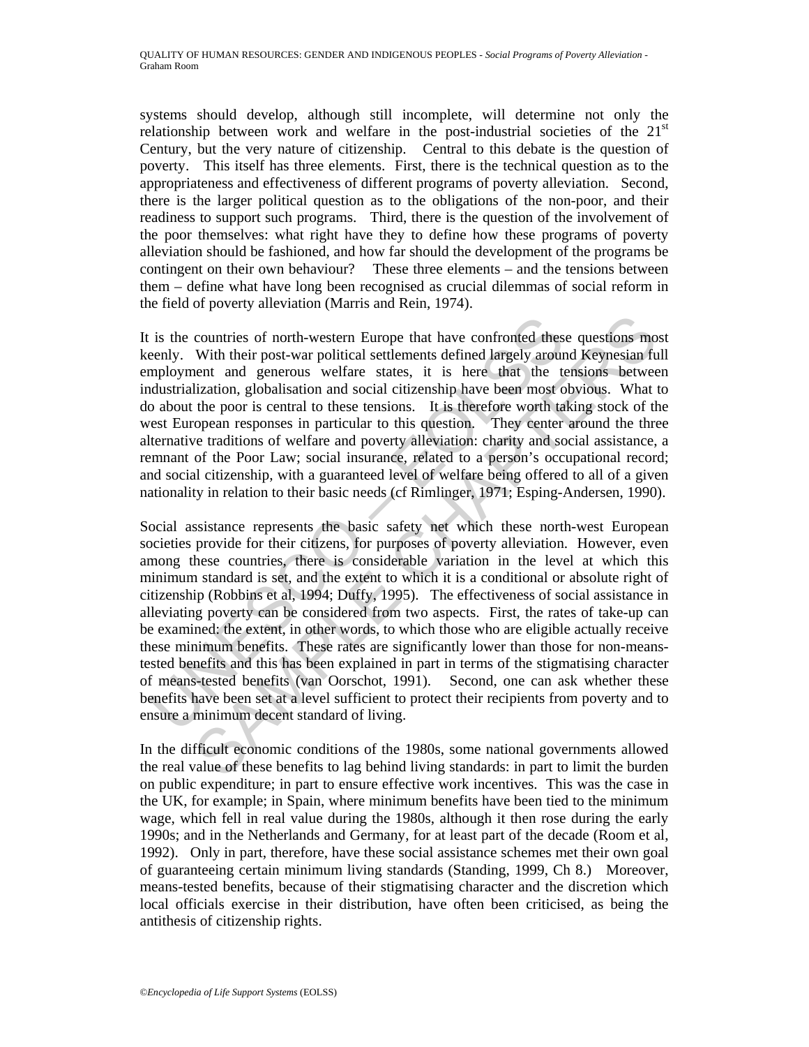systems should develop, although still incomplete, will determine not only the relationship between work and welfare in the post-industrial societies of the 21st Century, but the very nature of citizenship. Central to this debate is the question of poverty. This itself has three elements. First, there is the technical question as to the appropriateness and effectiveness of different programs of poverty alleviation. Second, there is the larger political question as to the obligations of the non-poor, and their readiness to support such programs. Third, there is the question of the involvement of the poor themselves: what right have they to define how these programs of poverty alleviation should be fashioned, and how far should the development of the programs be contingent on their own behaviour? These three elements – and the tensions between them – define what have long been recognised as crucial dilemmas of social reform in the field of poverty alleviation (Marris and Rein, 1974).

It is the countries of north-western Europe that have confronted these questions most keenly. With their post-war political settlements defined largely around Keynesian full employment and generous welfare states, it is here that the tensions between industrialization, globalisation and social citizenship have been most obvious. What to do about the poor is central to these tensions. It is therefore worth taking stock of the west European responses in particular to this question. They center around the three alternative traditions of welfare and poverty alleviation: charity and social assistance, a remnant of the Poor Law; social insurance, related to a person's occupational record; and social citizenship, with a guaranteed level of welfare being offered to all of a given nationality in relation to their basic needs (cf Rimlinger, 1971; Esping-Andersen, 1990).

Social assistance represents the basic safety net which these north-west European societies provide for their citizens, for purposes of poverty alleviation. However, even among these countries, there is considerable variation in the level at which this minimum standard is set, and the extent to which it is a conditional or absolute right of citizenship (Robbins et al, 1994; Duffy, 1995). The effectiveness of social assistance in alleviating poverty can be considered from two aspects. First, the rates of take-up can be examined: the extent, in other words, to which those who are eligible actually receive these minimum benefits. These rates are significantly lower than those for non-means-tested benefits and this has been explained in part in terms of the stigmatising character of means-tested benefits (van Oorschot, 1991). Second, one can ask whether these benefits have been set at a level sufficient to protect their recipients from poverty and to ensure a minimum decent standard of living.

In the difficult economic conditions of the 1980s, some national governments allowed the real value of these benefits to lag behind living standards: in part to limit the burden on public expenditure; in part to ensure effective work incentives. This was the case in the UK, for example; in Spain, where minimum benefits have been tied to the minimum wage, which fell in real value during the 1980s, although it then rose during the early 1990s; and in the Netherlands and Germany, for at least part of the decade (Room et al, 1992). Only in part, therefore, have these social assistance schemes met their own goal of guaranteeing certain minimum living standards (Standing, 1999, Ch 8.) Moreover, means-tested benefits, because of their stigmatising character and the discretion which local officials exercise in their distribution, have often been criticised, as being the antithesis of citizenship rights.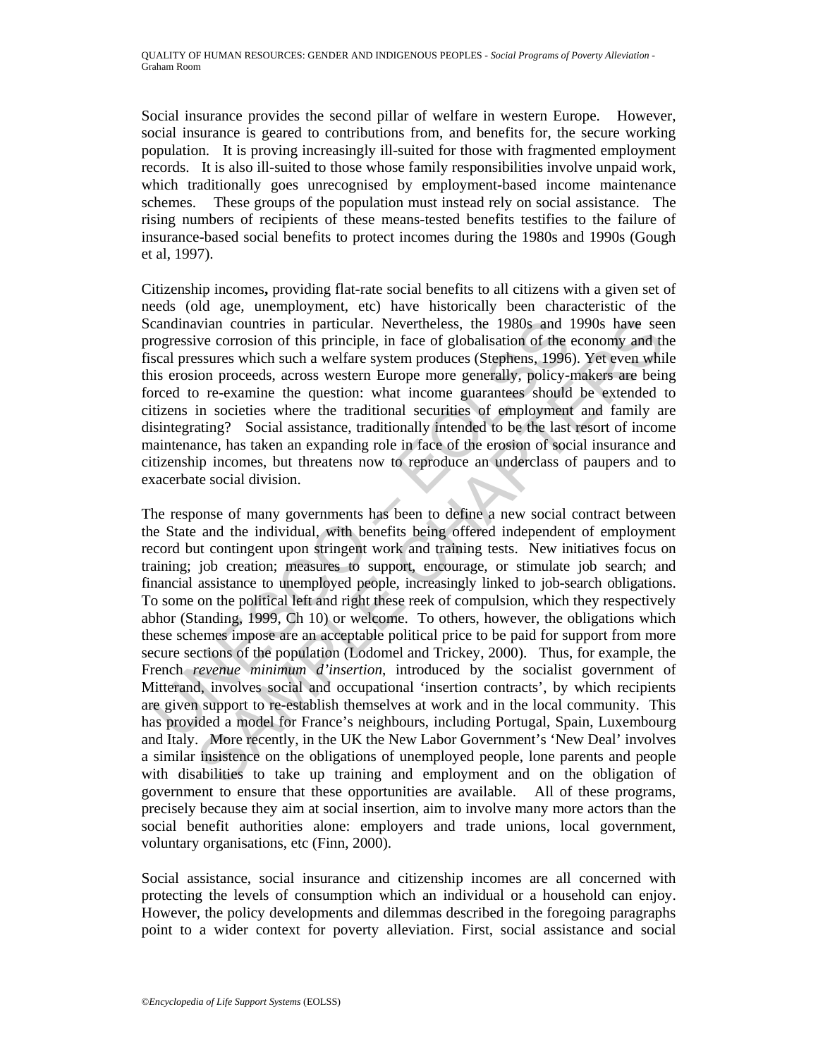Social insurance provides the second pillar of welfare in western Europe. However, social insurance is geared to contributions from, and benefits for, the secure working population. It is proving increasingly ill-suited for those with fragmented employment records. It is also ill-suited to those whose family responsibilities involve unpaid work, which traditionally goes unrecognised by employment-based income maintenance schemes. These groups of the population must instead rely on social assistance. The rising numbers of recipients of these means-tested benefits testifies to the failure of insurance-based social benefits to protect incomes during the 1980s and 1990s (Gough et al, 1997).

Citizenship incomes**,** providing flat-rate social benefits to all citizens with a given set of needs (old age, unemployment, etc) have historically been characteristic of the Scandinavian countries in particular. Nevertheless, the 1980s and 1990s have seen progressive corrosion of this principle, in face of globalisation of the economy and the fiscal pressures which such a welfare system produces (Stephens, 1996). Yet even while this erosion proceeds, across western Europe more generally, policy-makers are being forced to re-examine the question: what income guarantees should be extended to citizens in societies where the traditional securities of employment and family are disintegrating? Social assistance, traditionally intended to be the last resort of income maintenance, has taken an expanding role in face of the erosion of social insurance and citizenship incomes, but threatens now to reproduce an underclass of paupers and to exacerbate social division.

The response of many governments has been to define a new social contract between the State and the individual, with benefits being offered independent of employment record but contingent upon stringent work and training tests. New initiatives focus on training; job creation; measures to support, encourage, or stimulate job search; and financial assistance to unemployed people, increasingly linked to job-search obligations. To some on the political left and right these reek of compulsion, which they respectively abhor (Standing, 1999, Ch 10) or welcome. To others, however, the obligations which these schemes impose are an acceptable political price to be paid for support from more secure sections of the population (Lodomel and Trickey, 2000). Thus, for example, the French *revenue minimum d'insertion*, introduced by the socialist government of Mitterand, involves social and occupational 'insertion contracts', by which recipients are given support to re-establish themselves at work and in the local community. This has provided a model for France's neighbours, including Portugal, Spain, Luxembourg and Italy. More recently, in the UK the New Labor Government's 'New Deal' involves a similar insistence on the obligations of unemployed people, lone parents and people with disabilities to take up training and employment and on the obligation of government to ensure that these opportunities are available. All of these programs, precisely because they aim at social insertion, aim to involve many more actors than the social benefit authorities alone: employers and trade unions, local government, voluntary organisations, etc (Finn, 2000).

Social assistance, social insurance and citizenship incomes are all concerned with protecting the levels of consumption which an individual or a household can enjoy. However, the policy developments and dilemmas described in the foregoing paragraphs point to a wider context for poverty alleviation. First, social assistance and social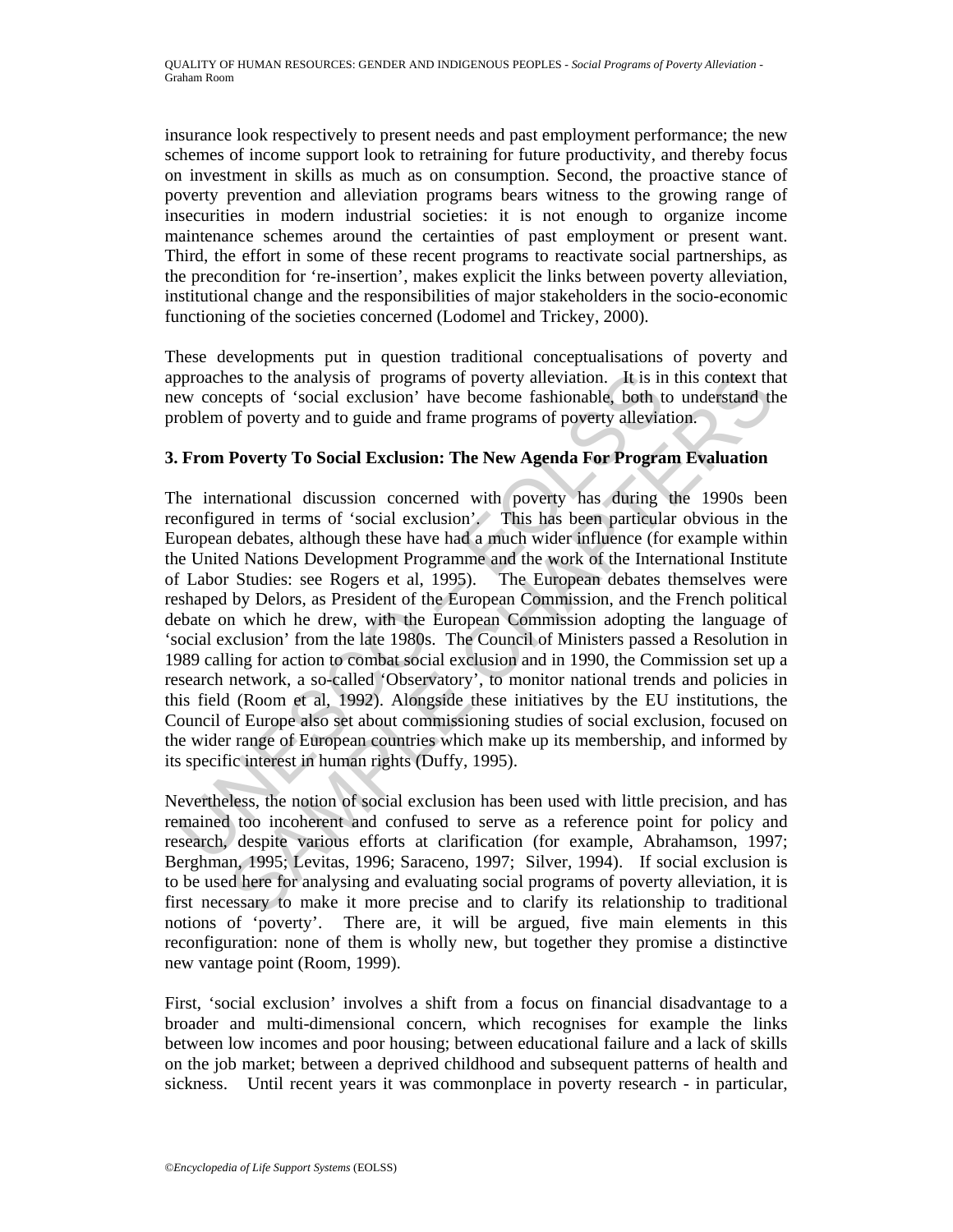insurance look respectively to present needs and past employment performance; the new schemes of income support look to retraining for future productivity, and thereby focus on investment in skills as much as on consumption. Second, the proactive stance of poverty prevention and alleviation programs bears witness to the growing range of insecurities in modern industrial societies: it is not enough to organize income maintenance schemes around the certainties of past employment or present want. Third, the effort in some of these recent programs to reactivate social partnerships, as the precondition for 're-insertion', makes explicit the links between poverty alleviation, institutional change and the responsibilities of major stakeholders in the socio-economic functioning of the societies concerned (Lodomel and Trickey, 2000).

These developments put in question traditional conceptualisations of poverty and approaches to the analysis of programs of poverty alleviation. It is in this context that new concepts of 'social exclusion' have become fashionable, both to understand the problem of poverty and to guide and frame programs of poverty alleviation.

## 3. From Poverty To Social Exclusion: The New Agenda For Program Evaluation

The international discussion concerned with poverty has during the 1990s been reconfigured in terms of 'social exclusion'. This has been particular obvious in the European debates, although these have had a much wider influence (for example within the United Nations Development Programme and the work of the International Institute of Labor Studies: see Rogers et al, 1995). The European debates themselves were reshaped by Delors, as President of the European Commission, and the French political debate on which he drew, with the European Commission adopting the language of 'social exclusion' from the late 1980s. The Council of Ministers passed a Resolution in 1989 calling for action to combat social exclusion and in 1990, the Commission set up a research network, a so-called 'Observatory', to monitor national trends and policies in this field (Room et al, 1992). Alongside these initiatives by the EU institutions, the Council of Europe also set about commissioning studies of social exclusion, focused on the wider range of European countries which make up its membership, and informed by its specific interest in human rights (Duffy, 1995).

Nevertheless, the notion of social exclusion has been used with little precision, and has remained too incoherent and confused to serve as a reference point for policy and research, despite various efforts at clarification (for example, Abrahamson, 1997; Berghman, 1995; Levitas, 1996; Saraceno, 1997; Silver, 1994). If social exclusion is to be used here for analysing and evaluating social programs of poverty alleviation, it is first necessary to make it more precise and to clarify its relationship to traditional notions of 'poverty'. There are, it will be argued, five main elements in this reconfiguration: none of them is wholly new, but together they promise a distinctive new vantage point (Room, 1999).

First, 'social exclusion' involves a shift from a focus on financial disadvantage to a broader and multi-dimensional concern, which recognises for example the links between low incomes and poor housing; between educational failure and a lack of skills on the job market; between a deprived childhood and subsequent patterns of health and sickness. Until recent years it was commonplace in poverty research - in particular,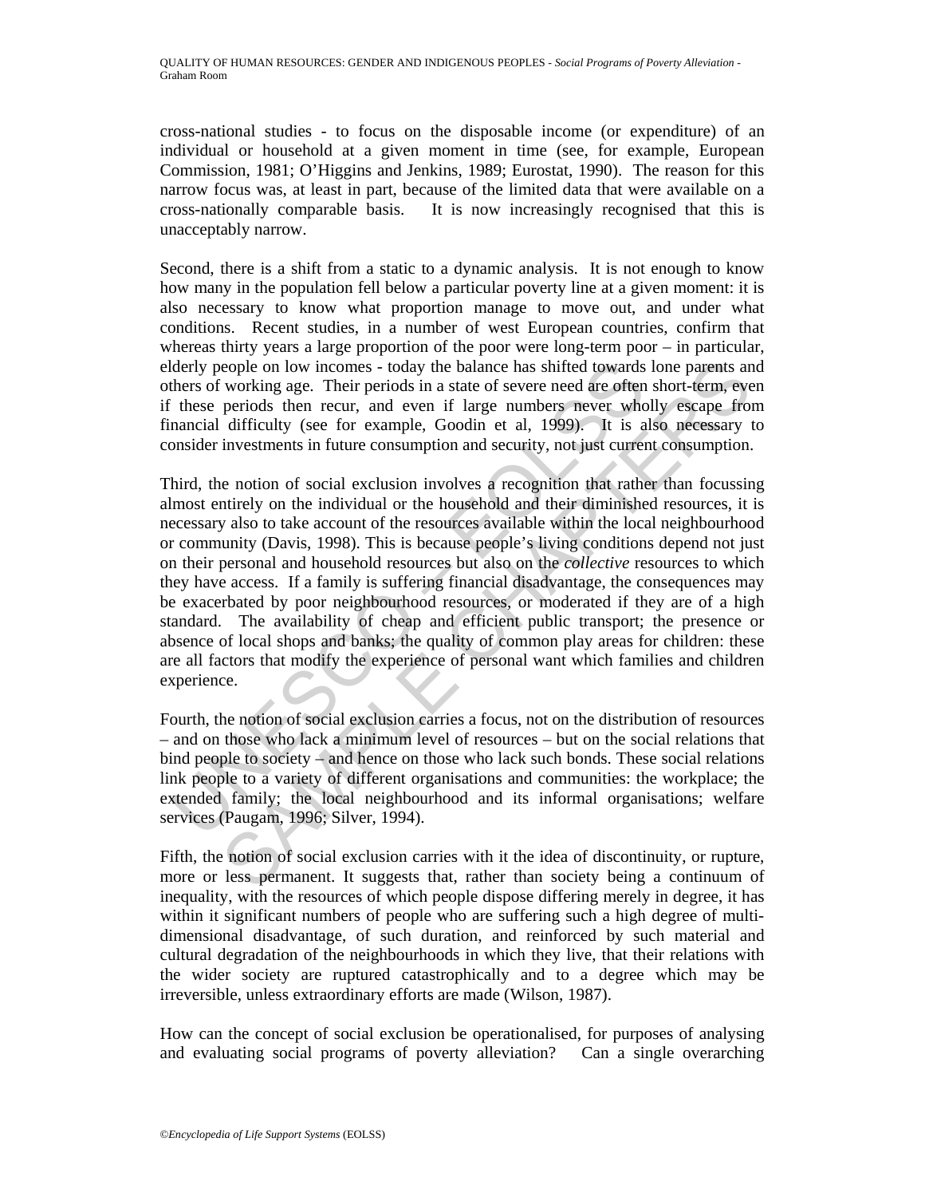cross-national studies - to focus on the disposable income (or expenditure) of an individual or household at a given moment in time (see, for example, European Commission, 1981; O'Higgins and Jenkins, 1989; Eurostat, 1990). The reason for this narrow focus was, at least in part, because of the limited data that were available on a cross-nationally comparable basis. It is now increasingly recognised that this is unacceptably narrow.

Second, there is a shift from a static to a dynamic analysis. It is not enough to know how many in the population fell below a particular poverty line at a given moment: it is also necessary to know what proportion manage to move out, and under what conditions. Recent studies, in a number of west European countries, confirm that whereas thirty years a large proportion of the poor were long-term poor – in particular, elderly people on low incomes - today the balance has shifted towards lone parents and others of working age. Their periods in a state of severe need are often short-term, even if these periods then recur, and even if large numbers never wholly escape from financial difficulty (see for example, Goodin et al, 1999). It is also necessary to consider investments in future consumption and security, not just current consumption.

Third, the notion of social exclusion involves a recognition that rather than focussing almost entirely on the individual or the household and their diminished resources, it is necessary also to take account of the resources available within the local neighbourhood or community (Davis, 1998). This is because people's living conditions depend not just on their personal and household resources but also on the *collective* resources to which they have access. If a family is suffering financial disadvantage, the consequences may be exacerbated by poor neighbourhood resources, or moderated if they are of a high standard. The availability of cheap and efficient public transport; the presence or absence of local shops and banks; the quality of common play areas for children: these are all factors that modify the experience of personal want which families and children experience.

Fourth, the notion of social exclusion carries a focus, not on the distribution of resources – and on those who lack a minimum level of resources – but on the social relations that bind people to society – and hence on those who lack such bonds. These social relations link people to a variety of different organisations and communities: the workplace; the extended family; the local neighbourhood and its informal organisations; welfare services (Paugam, 1996; Silver, 1994).

Fifth, the notion of social exclusion carries with it the idea of discontinuity, or rupture, more or less permanent. It suggests that, rather than society being a continuum of inequality, with the resources of which people dispose differing merely in degree, it has within it significant numbers of people who are suffering such a high degree of multi-dimensional disadvantage, of such duration, and reinforced by such material and cultural degradation of the neighbourhoods in which they live, that their relations with the wider society are ruptured catastrophically and to a degree which may be irreversible, unless extraordinary efforts are made (Wilson, 1987).

How can the concept of social exclusion be operationalised, for purposes of analysing and evaluating social programs of poverty alleviation? Can a single overarching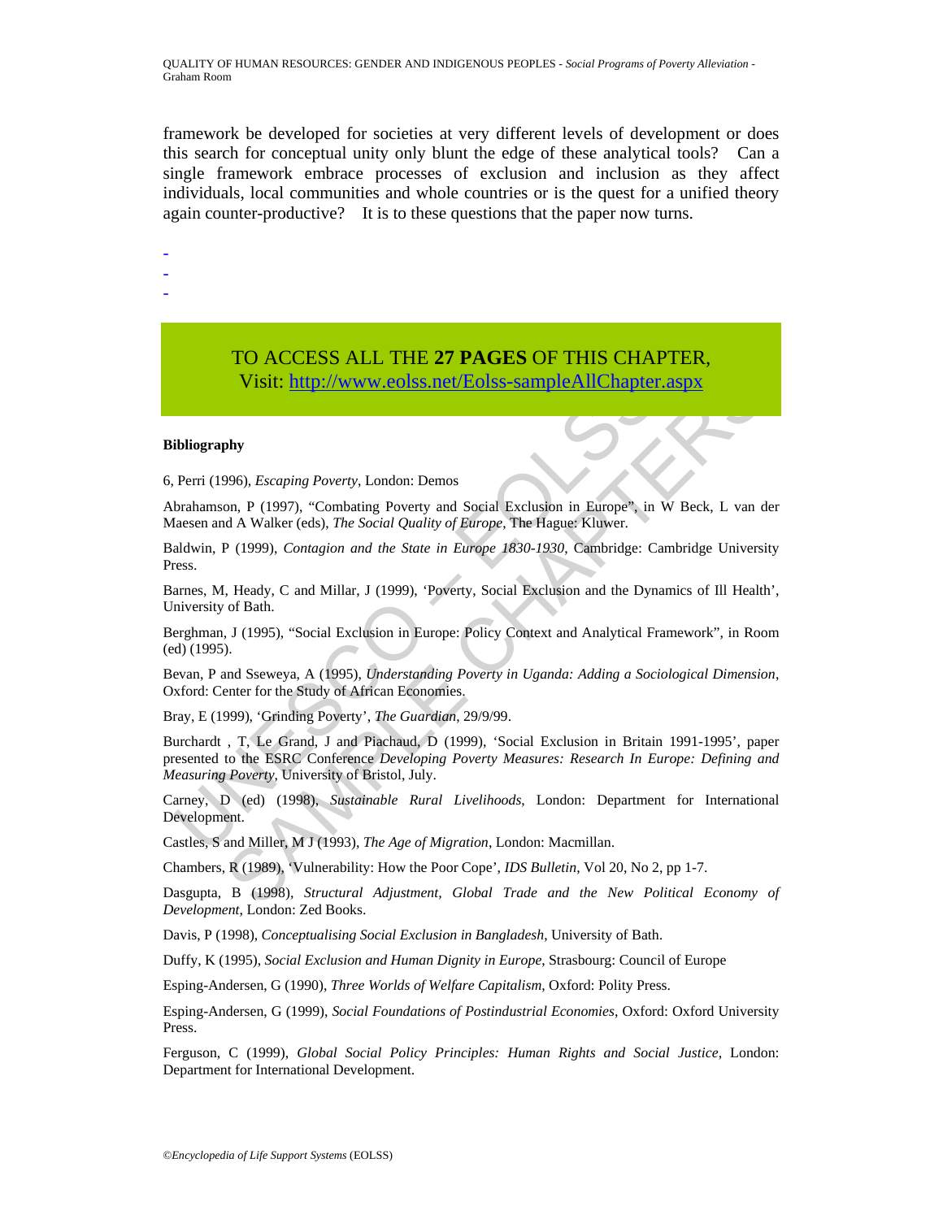framework be developed for societies at very different levels of development or does this search for conceptual unity only blunt the edge of these analytical tools? Can a single framework embrace processes of exclusion and inclusion as they affect individuals, local communities and whole countries or is the quest for a unified theory again counter-productive? It is to these questions that the paper now turns.

-
-
-

TO ACCESS ALL THE **27 PAGES** OF THIS CHAPTER,
Visit: http://www.eolss.net/Eolss-sampleAllChapter.aspx

**Bibliography**

6, Perri (1996), *Escaping Poverty*, London: Demos

Abrahamson, P (1997), "Combating Poverty and Social Exclusion in Europe", in W Beck, L van der Maesen and A Walker (eds), *The Social Quality of Europe*, The Hague: Kluwer.

Baldwin, P (1999), *Contagion and the State in Europe 1830-1930*, Cambridge: Cambridge University Press.

Barnes, M, Heady, C and Millar, J (1999), 'Poverty, Social Exclusion and the Dynamics of Ill Health', University of Bath.

Berghman, J (1995), "Social Exclusion in Europe: Policy Context and Analytical Framework", in Room (ed) (1995).

Bevan, P and Sseweya, A (1995), *Understanding Poverty in Uganda: Adding a Sociological Dimension*, Oxford: Center for the Study of African Economies.

Bray, E (1999), 'Grinding Poverty', *The Guardian*, 29/9/99.

Burchardt , T, Le Grand, J and Piachaud, D (1999), 'Social Exclusion in Britain 1991-1995', paper presented to the ESRC Conference *Developing Poverty Measures: Research In Europe: Defining and Measuring Poverty*, University of Bristol, July.

Carney, D (ed) (1998), *Sustainable Rural Livelihoods*, London: Department for International Development.

Castles, S and Miller, M J (1993), *The Age of Migration*, London: Macmillan.

Chambers, R (1989), 'Vulnerability: How the Poor Cope', *IDS Bulletin*, Vol 20, No 2, pp 1-7.

Dasgupta, B (1998), *Structural Adjustment, Global Trade and the New Political Economy of Development*, London: Zed Books.

Davis, P (1998), *Conceptualising Social Exclusion in Bangladesh*, University of Bath.

Duffy, K (1995), *Social Exclusion and Human Dignity in Europe*, Strasbourg: Council of Europe

Esping-Andersen, G (1990), *Three Worlds of Welfare Capitalism*, Oxford: Polity Press.

Esping-Andersen, G (1999), *Social Foundations of Postindustrial Economies*, Oxford: Oxford University Press.

Ferguson, C (1999), *Global Social Policy Principles: Human Rights and Social Justice*, London: Department for International Development.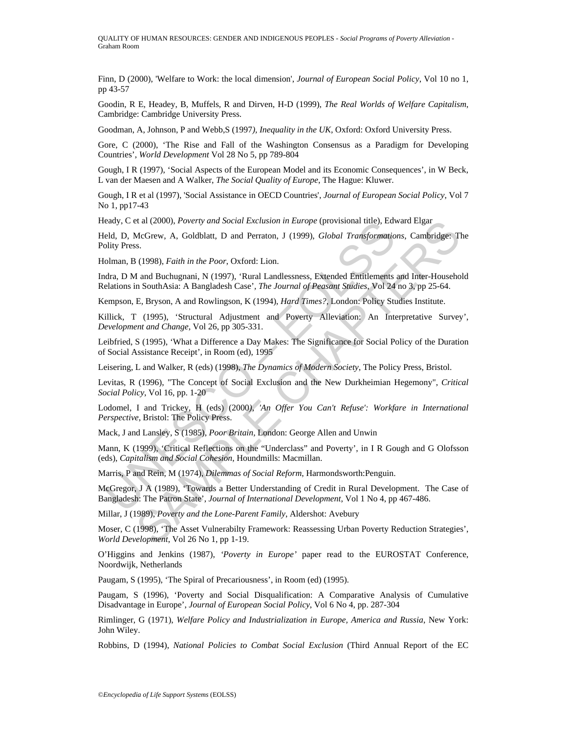Finn, D (2000), 'Welfare to Work: the local dimension', *Journal of European Social Policy*, Vol 10 no 1, pp 43-57

Goodin, R E, Headey, B, Muffels, R and Dirven, H-D (1999), *The Real Worlds of Welfare Capitalism*, Cambridge: Cambridge University Press.

Goodman, A, Johnson, P and Webb,S (1997*), Inequality in the UK,* Oxford: Oxford University Press.

Gore, C (2000), 'The Rise and Fall of the Washington Consensus as a Paradigm for Developing Countries', *World Development* Vol 28 No 5, pp 789-804

Gough, I R (1997), 'Social Aspects of the European Model and its Economic Consequences', in W Beck, L van der Maesen and A Walker, *The Social Quality of Europe*, The Hague: Kluwer.

Gough, I R et al (1997), 'Social Assistance in OECD Countries', *Journal of European Social Policy*, Vol 7 No 1, pp17-43

Heady, C et al (2000), *Poverty and Social Exclusion in Europe* (provisional title), Edward Elgar

Held, D, McGrew, A, Goldblatt, D and Perraton, J (1999), *Global Transformations*, Cambridge: The Polity Press.

Holman, B (1998), *Faith in the Poor*, Oxford: Lion.

Indra, D M and Buchugnani, N (1997), 'Rural Landlessness, Extended Entitlements and Inter-Household Relations in SouthAsia: A Bangladesh Case', *The Journal of Peasant Studies*, Vol 24 no 3, pp 25-64.

Kempson, E, Bryson, A and Rowlingson, K (1994), *Hard Times?*, London: Policy Studies Institute.

Killick, T (1995), 'Structural Adjustment and Poverty Alleviation: An Interpretative Survey', *Development and Change*, Vol 26, pp 305-331.

Leibfried, S (1995), 'What a Difference a Day Makes: The Significance for Social Policy of the Duration of Social Assistance Receipt', in Room (ed), 1995

Leisering, L and Walker, R (eds) (1998), *The Dynamics of Modern Society*, The Policy Press, Bristol.

Levitas, R (1996), "The Concept of Social Exclusion and the New Durkheimian Hegemony", *Critical Social Policy*, Vol 16, pp. 1-20

Lodomel, I and Trickey, H (eds) (2000*), 'An Offer You Can't Refuse': Workfare in International Perspective*, Bristol: The Policy Press.

Mack, J and Lansley, S (1985), *Poor Britain*, London: George Allen and Unwin

Mann, K (1999), 'Critical Reflections on the "Underclass" and Poverty', in I R Gough and G Olofsson (eds), *Capitalism and Social Cohesion*, Houndmills: Macmillan.

Marris, P and Rein, M (1974), *Dilemmas of Social Reform*, Harmondsworth:Penguin.

McGregor, J A (1989), 'Towards a Better Understanding of Credit in Rural Development. The Case of Bangladesh: The Patron State', *Journal of International Development*, Vol 1 No 4, pp 467-486.

Millar, J (1989), *Poverty and the Lone-Parent Family*, Aldershot: Avebury

Moser, C (1998), 'The Asset Vulnerabilty Framework: Reassessing Urban Poverty Reduction Strategies', *World Development*, Vol 26 No 1, pp 1-19.

O'Higgins and Jenkins (1987), *'Poverty in Europe'* paper read to the EUROSTAT Conference, Noordwijk, Netherlands

Paugam, S (1995), 'The Spiral of Precariousness', in Room (ed) (1995).

Paugam, S (1996), 'Poverty and Social Disqualification: A Comparative Analysis of Cumulative Disadvantage in Europe', *Journal of European Social Policy*, Vol 6 No 4, pp. 287-304

Rimlinger, G (1971), *Welfare Policy and Industrialization in Europe, America and Russia*, New York: John Wiley.

Robbins, D (1994), *National Policies to Combat Social Exclusion* (Third Annual Report of the EC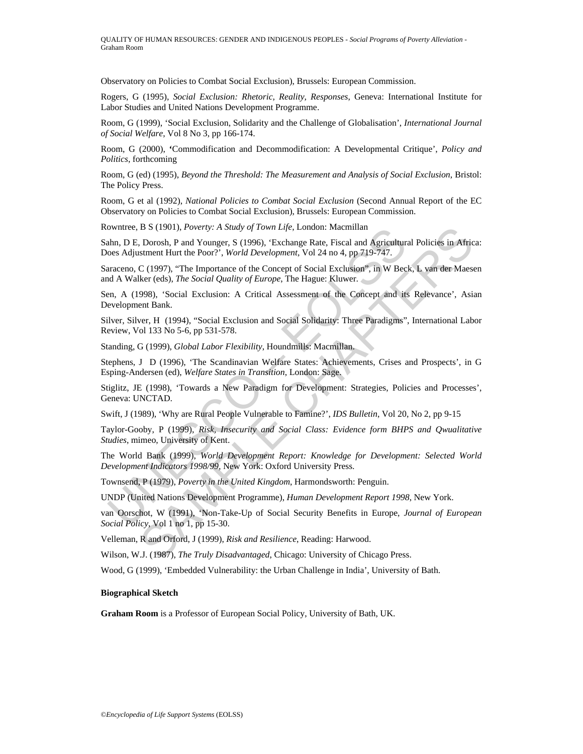Observatory on Policies to Combat Social Exclusion), Brussels: European Commission.

Rogers, G (1995), *Social Exclusion: Rhetoric, Reality, Responses*, Geneva: International Institute for Labor Studies and United Nations Development Programme.

Room, G (1999), 'Social Exclusion, Solidarity and the Challenge of Globalisation', *International Journal of Social Welfare*, Vol 8 No 3, pp 166-174.

Room, G (2000), 'Commodification and Decommodification: A Developmental Critique', *Policy and Politics*, forthcoming

Room, G (ed) (1995), *Beyond the Threshold: The Measurement and Analysis of Social Exclusion*, Bristol: The Policy Press.

Room, G et al (1992), *National Policies to Combat Social Exclusion* (Second Annual Report of the EC Observatory on Policies to Combat Social Exclusion), Brussels: European Commission.

Rowntree, B S (1901), *Poverty: A Study of Town Life*, London: Macmillan

Sahn, D E, Dorosh, P and Younger, S (1996), 'Exchange Rate, Fiscal and Agricultural Policies in Africa: Does Adjustment Hurt the Poor?', *World Development*, Vol 24 no 4, pp 719-747.

Saraceno, C (1997), "The Importance of the Concept of Social Exclusion", in W Beck, L van der Maesen and A Walker (eds), *The Social Quality of Europe*, The Hague: Kluwer.

Sen, A (1998), 'Social Exclusion: A Critical Assessment of the Concept and its Relevance', Asian Development Bank.

Silver, Silver, H (1994), "Social Exclusion and Social Solidarity: Three Paradigms", International Labor Review, Vol 133 No 5-6, pp 531-578.

Standing, G (1999), *Global Labor Flexibility*, Houndmills: Macmillan.

Stephens, J D (1996), 'The Scandinavian Welfare States: Achievements, Crises and Prospects', in G Esping-Andersen (ed), *Welfare States in Transition*, London: Sage.

Stiglitz, JE (1998), 'Towards a New Paradigm for Development: Strategies, Policies and Processes', Geneva: UNCTAD.

Swift, J (1989), 'Why are Rural People Vulnerable to Famine?', *IDS Bulletin*, Vol 20, No 2, pp 9-15

Taylor-Gooby, P (1999), *Risk, Insecurity and Social Class: Evidence form BHPS and Qwualitative Studies*, mimeo, University of Kent.

The World Bank (1999), *World Development Report: Knowledge for Development: Selected World Development Indicators 1998/99*, New York: Oxford University Press.

Townsend, P (1979), *Poverty in the United Kingdom*, Harmondsworth: Penguin.

UNDP (United Nations Development Programme), *Human Development Report 1998*, New York.

van Oorschot, W (1991), 'Non-Take-Up of Social Security Benefits in Europe, *Journal of European Social Policy*, Vol 1 no 1, pp 15-30.

Velleman, R and Orford, J (1999), *Risk and Resilience*, Reading: Harwood.

Wilson, W.J. (1987), *The Truly Disadvantaged*, Chicago: University of Chicago Press.

Wood, G (1999), 'Embedded Vulnerability: the Urban Challenge in India', University of Bath.

**Biographical Sketch**

**Graham Room** is a Professor of European Social Policy, University of Bath, UK.